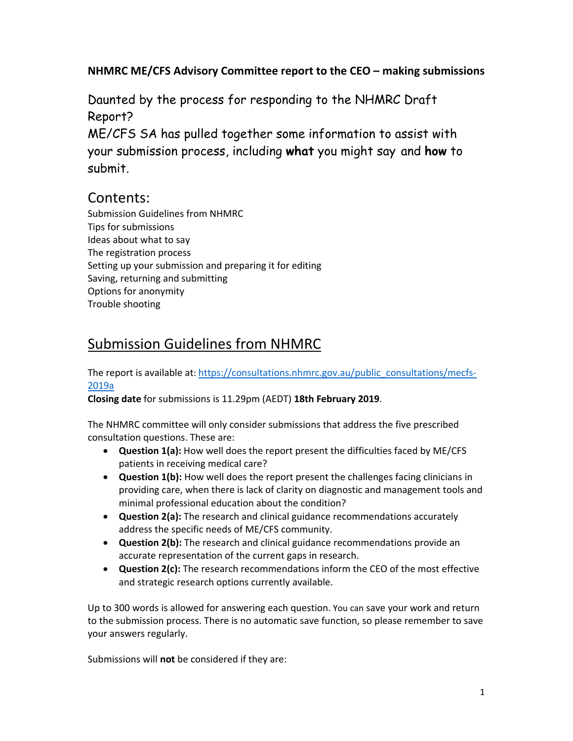**NHMRC ME/CFS Advisory Committee report to the CEO – making submissions**

Daunted by the process for responding to the NHMRC Draft Report?
ME/CFS SA has pulled together some information to assist with your submission process, including **what** you might say and **how** to submit.

## Contents:

Submission Guidelines from NHMRC
Tips for submissions
Ideas about what to say
The registration process
Setting up your submission and preparing it for editing
Saving, returning and submitting
Options for anonymity
Trouble shooting

## Submission Guidelines from NHMRC

The report is available at: https://consultations.nhmrc.gov.au/public_consultations/mecfs-2019a
**Closing date** for submissions is 11.29pm (AEDT) **18th February 2019**.

The NHMRC committee will only consider submissions that address the five prescribed consultation questions. These are:

- **Question 1(a):** How well does the report present the difficulties faced by ME/CFS patients in receiving medical care?
- **Question 1(b):** How well does the report present the challenges facing clinicians in providing care, when there is lack of clarity on diagnostic and management tools and minimal professional education about the condition?
- **Question 2(a):** The research and clinical guidance recommendations accurately address the specific needs of ME/CFS community.
- **Question 2(b):** The research and clinical guidance recommendations provide an accurate representation of the current gaps in research.
- **Question 2(c):** The research recommendations inform the CEO of the most effective and strategic research options currently available.

Up to 300 words is allowed for answering each question. You can save your work and return to the submission process. There is no automatic save function, so please remember to save your answers regularly.

Submissions will **not** be considered if they are: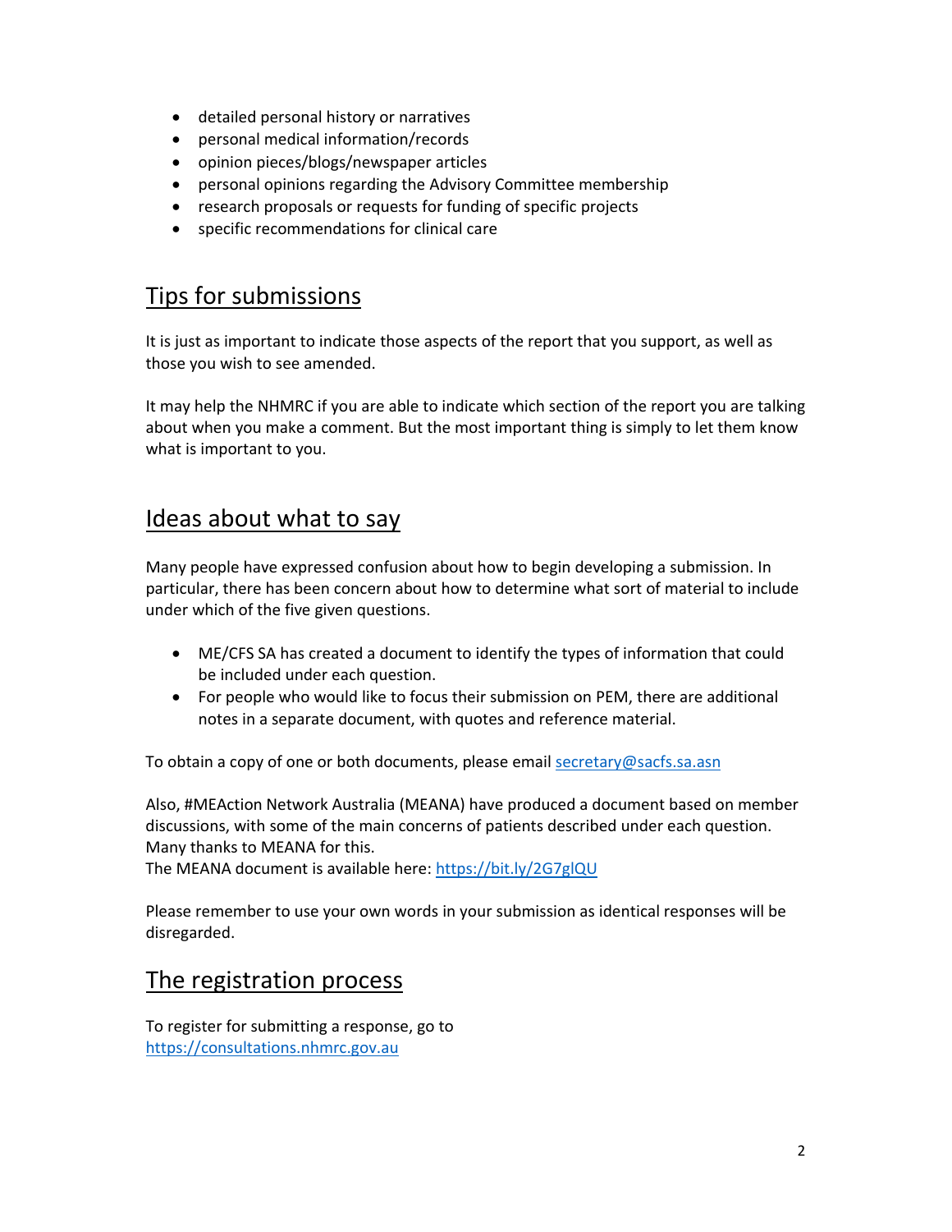- detailed personal history or narratives
- personal medical information/records
- opinion pieces/blogs/newspaper articles
- personal opinions regarding the Advisory Committee membership
- research proposals or requests for funding of specific projects
- specific recommendations for clinical care

## Tips for submissions

It is just as important to indicate those aspects of the report that you support, as well as those you wish to see amended.

It may help the NHMRC if you are able to indicate which section of the report you are talking about when you make a comment. But the most important thing is simply to let them know what is important to you.

## Ideas about what to say

Many people have expressed confusion about how to begin developing a submission. In particular, there has been concern about how to determine what sort of material to include under which of the five given questions.

- ME/CFS SA has created a document to identify the types of information that could be included under each question.
- For people who would like to focus their submission on PEM, there are additional notes in a separate document, with quotes and reference material.

To obtain a copy of one or both documents, please email [secretary@sacfs.sa.asn](mailto:secretary@sacfs.sa.asn)

Also, #MEAction Network Australia (MEANA) have produced a document based on member discussions, with some of the main concerns of patients described under each question. Many thanks to MEANA for this.
The MEANA document is available here: [https://bit.ly/2G7glQU](https://bit.ly/2G7glQU)

Please remember to use your own words in your submission as identical responses will be disregarded.

## The registration process

To register for submitting a response, go to
[https://consultations.nhmrc.gov.au](https://consultations.nhmrc.gov.au)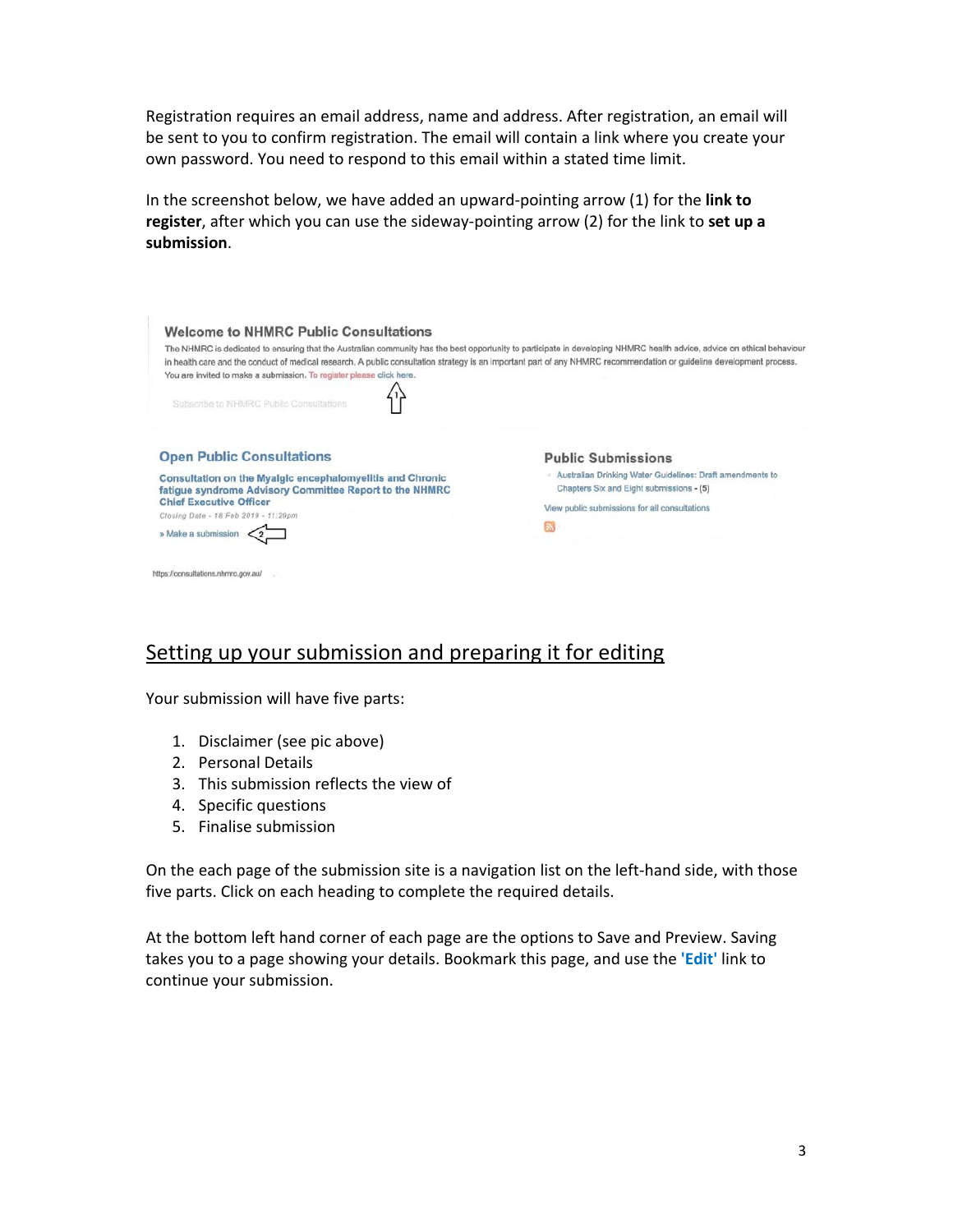Registration requires an email address, name and address. After registration, an email will be sent to you to confirm registration. The email will contain a link where you create your own password. You need to respond to this email within a stated time limit.

In the screenshot below, we have added an upward-pointing arrow (1) for the **link to register**, after which you can use the sideway-pointing arrow (2) for the link to **set up a submission**.

**Welcome to NHMRC Public Consultations**

The NHMRC is dedicated to ensuring that the Australian community has the best opportunity to participate in developing NHMRC health advice, advice on ethical behaviour in health care and the conduct of medical research. A public consultation strategy is an important part of any NHMRC recommendation or guideline development process. You are invited to make a submission. To register please click here.

Subscribe to NHMRC Public Consultations

**Open Public Consultations**

Consultation on the Myalgic encephalomyelitis and Chronic fatigue syndrome Advisory Committee Report to the NHMRC Chief Executive Officer

Closing Date - 18 Feb 2019 - 11:29pm

» Make a submission

**Public Submissions**

- Australian Drinking Water Guidelines: Draft amendments to Chapters Six and Eight submissions - (5)

View public submissions for all consultations

https://consultations.nhmrc.gov.au/

## Setting up your submission and preparing it for editing

Your submission will have five parts:

1. Disclaimer (see pic above)
2. Personal Details
3. This submission reflects the view of
4. Specific questions
5. Finalise submission

On the each page of the submission site is a navigation list on the left-hand side, with those five parts. Click on each heading to complete the required details.

At the bottom left hand corner of each page are the options to Save and Preview. Saving takes you to a page showing your details. Bookmark this page, and use the **'Edit'** link to continue your submission.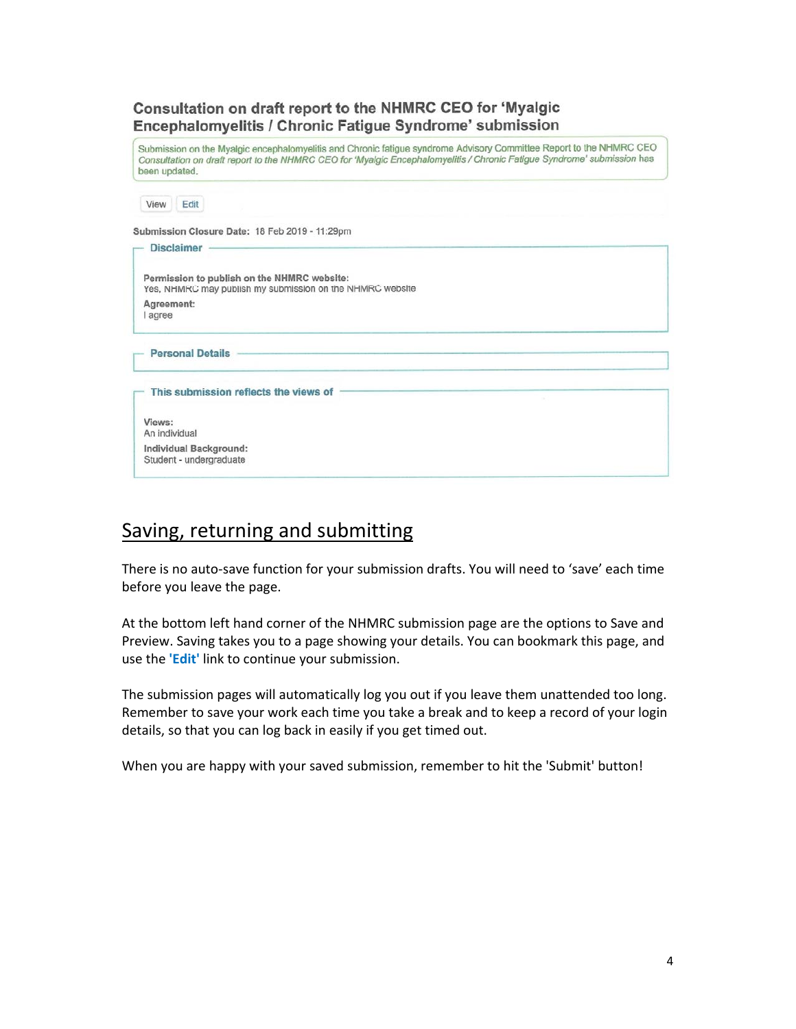**Consultation on draft report to the NHMRC CEO for 'Myalgic Encephalomyelitis / Chronic Fatigue Syndrome' submission**

Submission on the Myalgic encephalomyelitis and Chronic fatigue syndrome Advisory Committee Report to the NHMRC CEO *Consultation on draft report to the NHMRC CEO for 'Myalgic Encephalomyelitis / Chronic Fatigue Syndrome' submission* has been updated.

View | Edit

**Submission Closure Date:** 18 Feb 2019 - 11:29pm

**Disclaimer**

**Permission to publish on the NHMRC website:**
Yes, NHMRC may publish my submission on the NHMRC website

**Agreement:**
I agree

**Personal Details**

**This submission reflects the views of**

**Views:**
An individual

**Individual Background:**
Student - undergraduate

## Saving, returning and submitting

There is no auto-save function for your submission drafts. You will need to 'save' each time before you leave the page.

At the bottom left hand corner of the NHMRC submission page are the options to Save and Preview. Saving takes you to a page showing your details. You can bookmark this page, and use the **'Edit'** link to continue your submission.

The submission pages will automatically log you out if you leave them unattended too long. Remember to save your work each time you take a break and to keep a record of your login details, so that you can log back in easily if you get timed out.

When you are happy with your saved submission, remember to hit the 'Submit' button!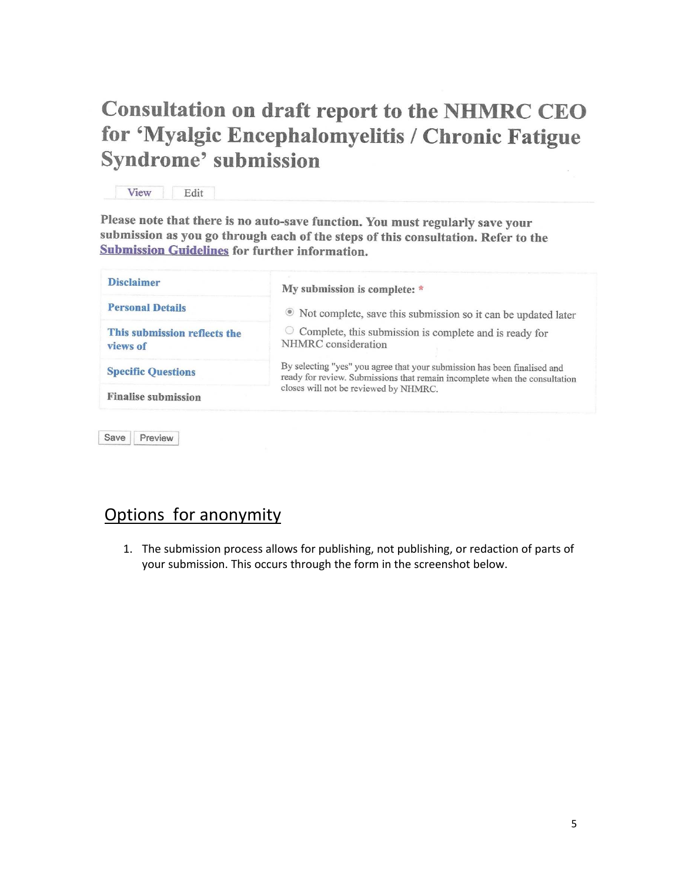# Consultation on draft report to the NHMRC CEO for 'Myalgic Encephalomyelitis / Chronic Fatigue Syndrome' submission

View | Edit

**Please note that there is no auto-save function. You must regularly save your submission as you go through each of the steps of this consultation. Refer to the Submission Guidelines for further information.**

| | |
|---|---|
| Disclaimer | **My submission is complete:** * |
| Personal Details | ◉ Not complete, save this submission so it can be updated later |
| This submission reflects the views of | ○ Complete, this submission is complete and is ready for NHMRC consideration |
| Specific Questions | By selecting "yes" you agree that your submission has been finalised and ready for review. Submissions that remain incomplete when the consultation closes will not be reviewed by NHMRC. |
| Finalise submission | |

Save | Preview

## Options for anonymity

1. The submission process allows for publishing, not publishing, or redaction of parts of your submission. This occurs through the form in the screenshot below.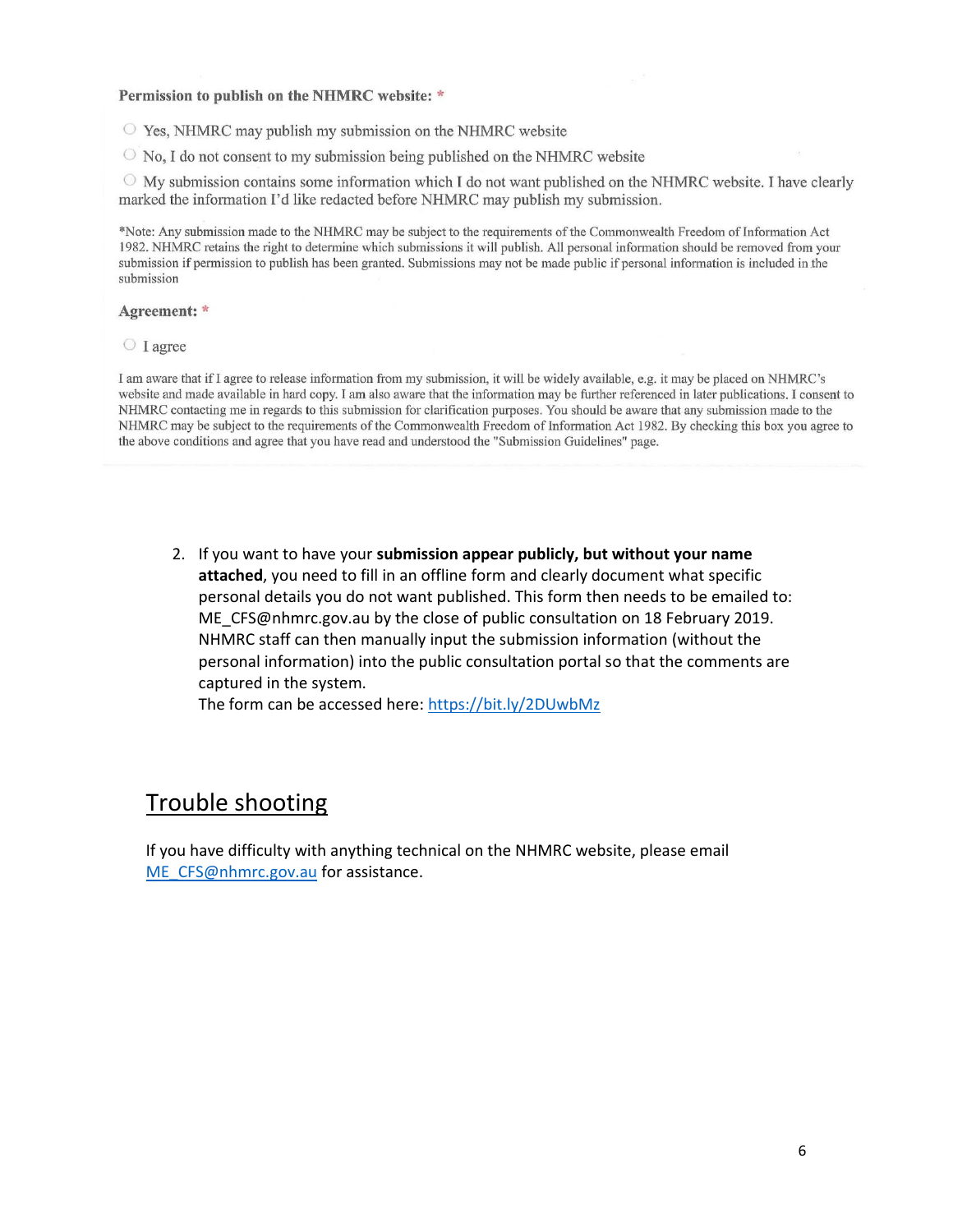**Permission to publish on the NHMRC website:** *

○ Yes, NHMRC may publish my submission on the NHMRC website

○ No, I do not consent to my submission being published on the NHMRC website

○ My submission contains some information which I do not want published on the NHMRC website. I have clearly marked the information I'd like redacted before NHMRC may publish my submission.

*Note: Any submission made to the NHMRC may be subject to the requirements of the Commonwealth Freedom of Information Act 1982. NHMRC retains the right to determine which submissions it will publish. All personal information should be removed from your submission if permission to publish has been granted. Submissions may not be made public if personal information is included in the submission

**Agreement:** *

○ I agree

I am aware that if I agree to release information from my submission, it will be widely available, e.g. it may be placed on NHMRC's website and made available in hard copy. I am also aware that the information may be further referenced in later publications. I consent to NHMRC contacting me in regards to this submission for clarification purposes. You should be aware that any submission made to the NHMRC may be subject to the requirements of the Commonwealth Freedom of Information Act 1982. By checking this box you agree to the above conditions and agree that you have read and understood the "Submission Guidelines" page.

2. If you want to have your **submission appear publicly, but without your name attached**, you need to fill in an offline form and clearly document what specific personal details you do not want published. This form then needs to be emailed to: ME_CFS@nhmrc.gov.au by the close of public consultation on 18 February 2019. NHMRC staff can then manually input the submission information (without the personal information) into the public consultation portal so that the comments are captured in the system.
   The form can be accessed here: https://bit.ly/2DUwbMz

## Trouble shooting

If you have difficulty with anything technical on the NHMRC website, please email ME_CFS@nhmrc.gov.au for assistance.